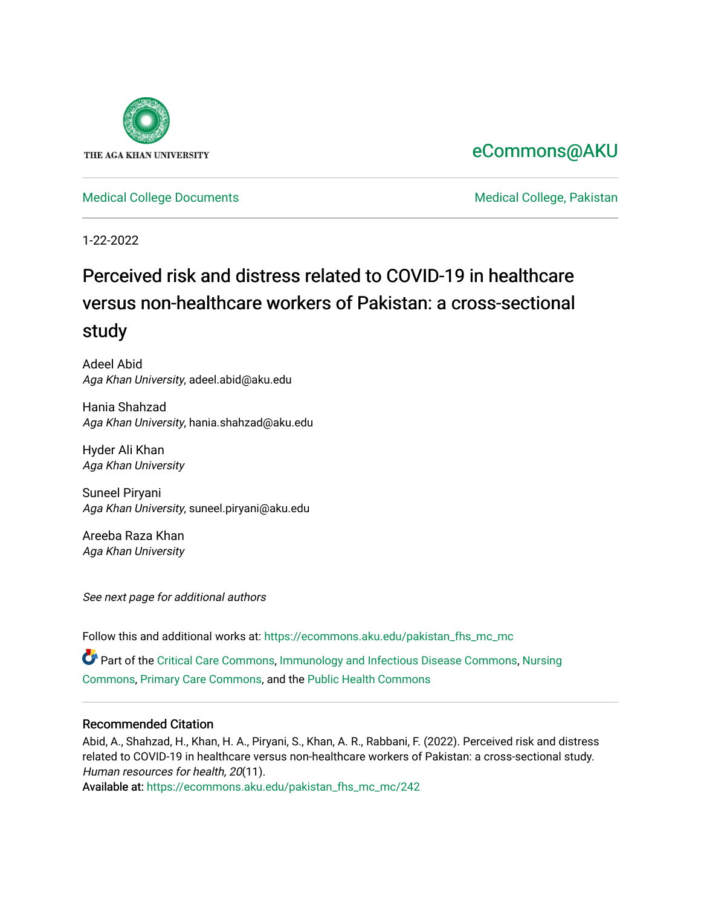THE AGA KHAN UNIVERSITY

eCommons@AKU

Medical College Documents

Medical College, Pakistan

1-22-2022

# Perceived risk and distress related to COVID-19 in healthcare versus non-healthcare workers of Pakistan: a cross-sectional study

Adeel Abid
*Aga Khan University*, adeel.abid@aku.edu

Hania Shahzad
*Aga Khan University*, hania.shahzad@aku.edu

Hyder Ali Khan
*Aga Khan University*

Suneel Piryani
*Aga Khan University*, suneel.piryani@aku.edu

Areeba Raza Khan
*Aga Khan University*

*See next page for additional authors*

Follow this and additional works at: https://ecommons.aku.edu/pakistan_fhs_mc_mc

Part of the Critical Care Commons, Immunology and Infectious Disease Commons, Nursing Commons, Primary Care Commons, and the Public Health Commons

## Recommended Citation

Abid, A., Shahzad, H., Khan, H. A., Piryani, S., Khan, A. R., Rabbani, F. (2022). Perceived risk and distress related to COVID-19 in healthcare versus non-healthcare workers of Pakistan: a cross-sectional study. *Human resources for health, 20*(11).
Available at: https://ecommons.aku.edu/pakistan_fhs_mc_mc/242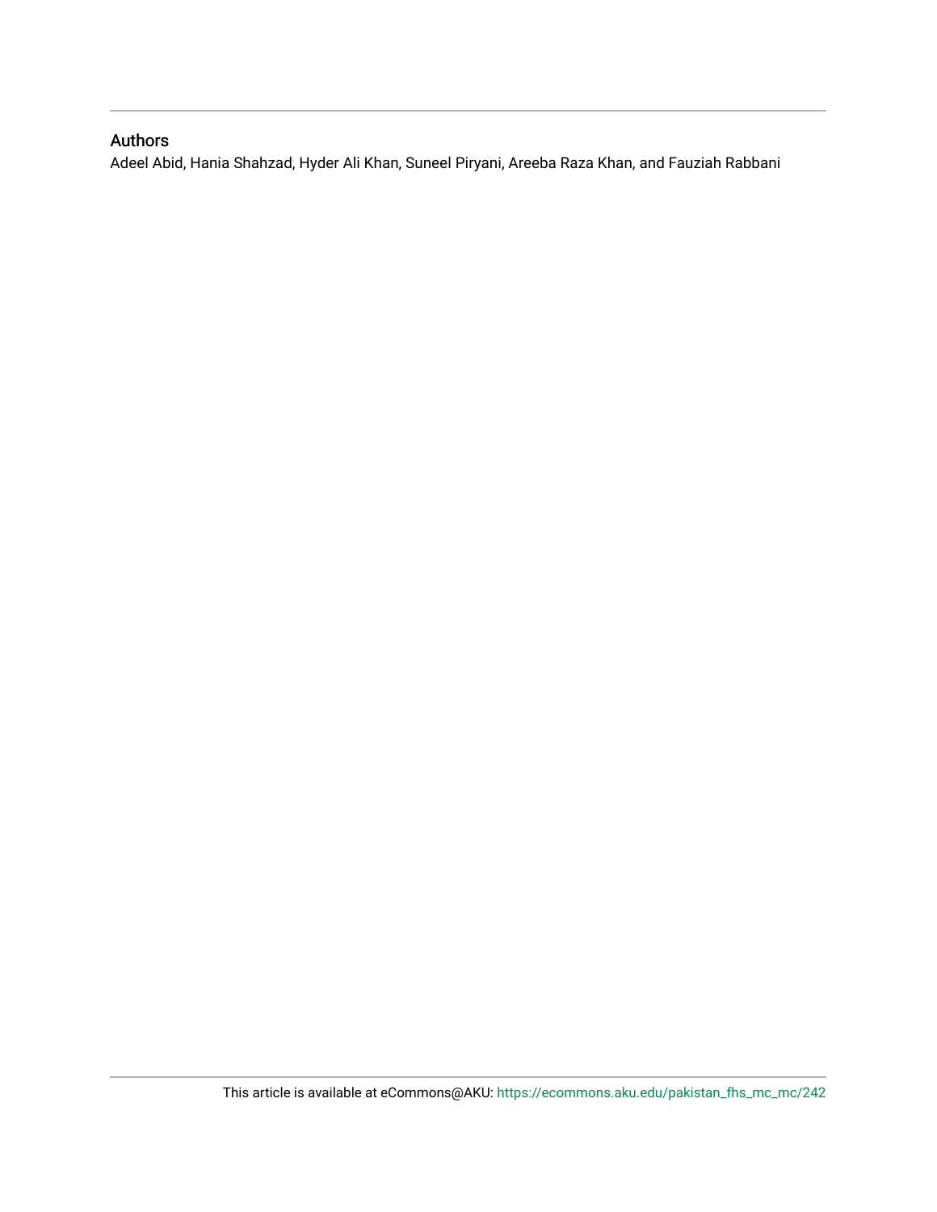## Authors

Adeel Abid, Hania Shahzad, Hyder Ali Khan, Suneel Piryani, Areeba Raza Khan, and Fauziah Rabbani

This article is available at eCommons@AKU: https://ecommons.aku.edu/pakistan_fhs_mc_mc/242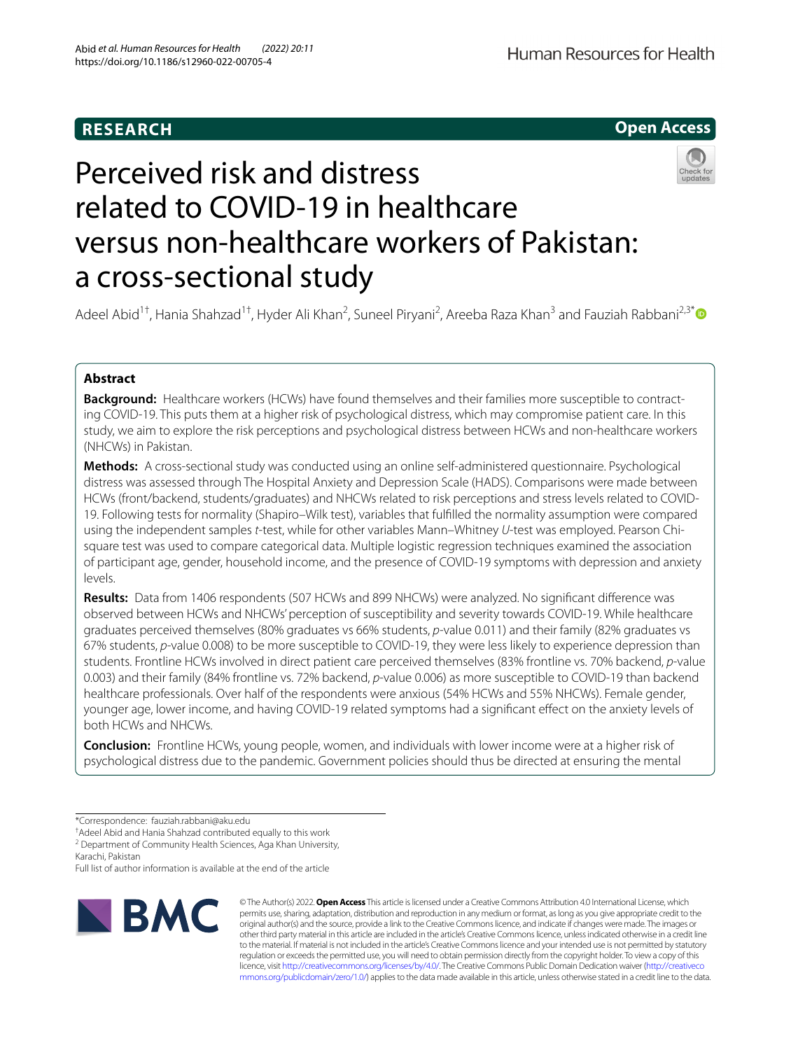RESEARCH

Open Access

# Perceived risk and distress related to COVID-19 in healthcare versus non-healthcare workers of Pakistan: a cross-sectional study

Adeel Abid[1†], Hania Shahzad[1†], Hyder Ali Khan[2], Suneel Piryani[2], Areeba Raza Khan[3] and Fauziah Rabbani[2,3*]

## Abstract

**Background:** Healthcare workers (HCWs) have found themselves and their families more susceptible to contracting COVID-19. This puts them at a higher risk of psychological distress, which may compromise patient care. In this study, we aim to explore the risk perceptions and psychological distress between HCWs and non-healthcare workers (NHCWs) in Pakistan.

**Methods:** A cross-sectional study was conducted using an online self-administered questionnaire. Psychological distress was assessed through The Hospital Anxiety and Depression Scale (HADS). Comparisons were made between HCWs (front/backend, students/graduates) and NHCWs related to risk perceptions and stress levels related to COVID-19. Following tests for normality (Shapiro–Wilk test), variables that fulfilled the normality assumption were compared using the independent samples *t*-test, while for other variables Mann–Whitney *U*-test was employed. Pearson Chi-square test was used to compare categorical data. Multiple logistic regression techniques examined the association of participant age, gender, household income, and the presence of COVID-19 symptoms with depression and anxiety levels.

**Results:** Data from 1406 respondents (507 HCWs and 899 NHCWs) were analyzed. No significant difference was observed between HCWs and NHCWs' perception of susceptibility and severity towards COVID-19. While healthcare graduates perceived themselves (80% graduates vs 66% students, *p*-value 0.011) and their family (82% graduates vs 67% students, *p*-value 0.008) to be more susceptible to COVID-19, they were less likely to experience depression than students. Frontline HCWs involved in direct patient care perceived themselves (83% frontline vs. 70% backend, *p*-value 0.003) and their family (84% frontline vs. 72% backend, *p*-value 0.006) as more susceptible to COVID-19 than backend healthcare professionals. Over half of the respondents were anxious (54% HCWs and 55% NHCWs). Female gender, younger age, lower income, and having COVID-19 related symptoms had a significant effect on the anxiety levels of both HCWs and NHCWs.

**Conclusion:** Frontline HCWs, young people, women, and individuals with lower income were at a higher risk of psychological distress due to the pandemic. Government policies should thus be directed at ensuring the mental

*Correspondence: fauziah.rabbani@aku.edu

†Adeel Abid and Hania Shahzad contributed equally to this work

[2] Department of Community Health Sciences, Aga Khan University, Karachi, Pakistan

Full list of author information is available at the end of the article

© The Author(s) 2022. **Open Access** This article is licensed under a Creative Commons Attribution 4.0 International License, which permits use, sharing, adaptation, distribution and reproduction in any medium or format, as long as you give appropriate credit to the original author(s) and the source, provide a link to the Creative Commons licence, and indicate if changes were made. The images or other third party material in this article are included in the article's Creative Commons licence, unless indicated otherwise in a credit line to the material. If material is not included in the article's Creative Commons licence and your intended use is not permitted by statutory regulation or exceeds the permitted use, you will need to obtain permission directly from the copyright holder. To view a copy of this licence, visit http://creativecommons.org/licenses/by/4.0/. The Creative Commons Public Domain Dedication waiver (http://creativecommons.org/publicdomain/zero/1.0/) applies to the data made available in this article, unless otherwise stated in a credit line to the data.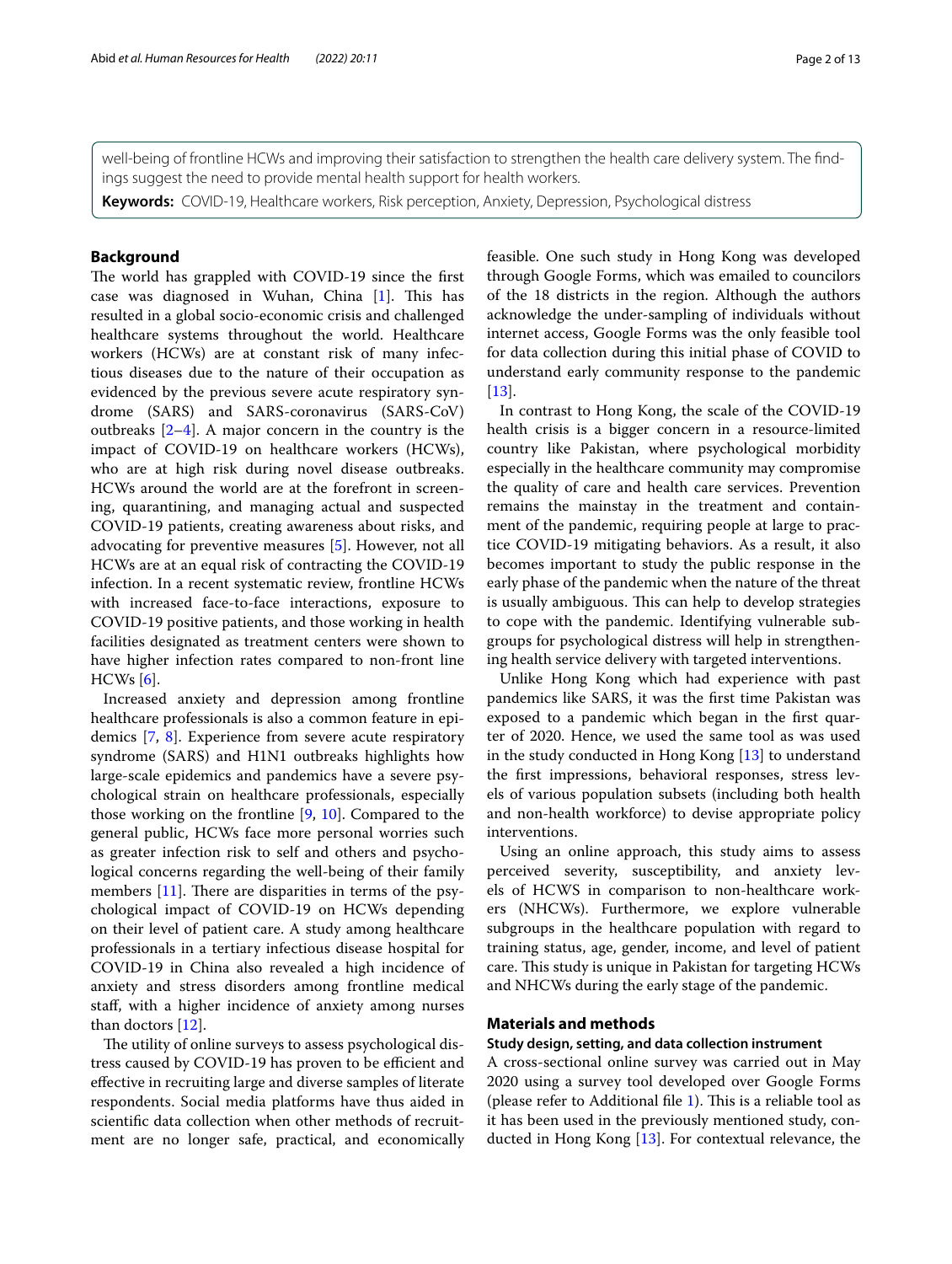well-being of frontline HCWs and improving their satisfaction to strengthen the health care delivery system. The findings suggest the need to provide mental health support for health workers.

**Keywords:** COVID-19, Healthcare workers, Risk perception, Anxiety, Depression, Psychological distress

## Background

The world has grappled with COVID-19 since the first case was diagnosed in Wuhan, China [1]. This has resulted in a global socio-economic crisis and challenged healthcare systems throughout the world. Healthcare workers (HCWs) are at constant risk of many infectious diseases due to the nature of their occupation as evidenced by the previous severe acute respiratory syndrome (SARS) and SARS-coronavirus (SARS-CoV) outbreaks [2–4]. A major concern in the country is the impact of COVID-19 on healthcare workers (HCWs), who are at high risk during novel disease outbreaks. HCWs around the world are at the forefront in screening, quarantining, and managing actual and suspected COVID-19 patients, creating awareness about risks, and advocating for preventive measures [5]. However, not all HCWs are at an equal risk of contracting the COVID-19 infection. In a recent systematic review, frontline HCWs with increased face-to-face interactions, exposure to COVID-19 positive patients, and those working in health facilities designated as treatment centers were shown to have higher infection rates compared to non-front line HCWs [6].

Increased anxiety and depression among frontline healthcare professionals is also a common feature in epidemics [7, 8]. Experience from severe acute respiratory syndrome (SARS) and H1N1 outbreaks highlights how large-scale epidemics and pandemics have a severe psychological strain on healthcare professionals, especially those working on the frontline [9, 10]. Compared to the general public, HCWs face more personal worries such as greater infection risk to self and others and psychological concerns regarding the well-being of their family members [11]. There are disparities in terms of the psychological impact of COVID-19 on HCWs depending on their level of patient care. A study among healthcare professionals in a tertiary infectious disease hospital for COVID-19 in China also revealed a high incidence of anxiety and stress disorders among frontline medical staff, with a higher incidence of anxiety among nurses than doctors [12].

The utility of online surveys to assess psychological distress caused by COVID-19 has proven to be efficient and effective in recruiting large and diverse samples of literate respondents. Social media platforms have thus aided in scientific data collection when other methods of recruitment are no longer safe, practical, and economically feasible. One such study in Hong Kong was developed through Google Forms, which was emailed to councilors of the 18 districts in the region. Although the authors acknowledge the under-sampling of individuals without internet access, Google Forms was the only feasible tool for data collection during this initial phase of COVID to understand early community response to the pandemic [13].

In contrast to Hong Kong, the scale of the COVID-19 health crisis is a bigger concern in a resource-limited country like Pakistan, where psychological morbidity especially in the healthcare community may compromise the quality of care and health care services. Prevention remains the mainstay in the treatment and containment of the pandemic, requiring people at large to practice COVID-19 mitigating behaviors. As a result, it also becomes important to study the public response in the early phase of the pandemic when the nature of the threat is usually ambiguous. This can help to develop strategies to cope with the pandemic. Identifying vulnerable subgroups for psychological distress will help in strengthening health service delivery with targeted interventions.

Unlike Hong Kong which had experience with past pandemics like SARS, it was the first time Pakistan was exposed to a pandemic which began in the first quarter of 2020. Hence, we used the same tool as was used in the study conducted in Hong Kong [13] to understand the first impressions, behavioral responses, stress levels of various population subsets (including both health and non-health workforce) to devise appropriate policy interventions.

Using an online approach, this study aims to assess perceived severity, susceptibility, and anxiety levels of HCWS in comparison to non-healthcare workers (NHCWs). Furthermore, we explore vulnerable subgroups in the healthcare population with regard to training status, age, gender, income, and level of patient care. This study is unique in Pakistan for targeting HCWs and NHCWs during the early stage of the pandemic.

## Materials and methods

### Study design, setting, and data collection instrument

A cross-sectional online survey was carried out in May 2020 using a survey tool developed over Google Forms (please refer to Additional file 1). This is a reliable tool as it has been used in the previously mentioned study, conducted in Hong Kong [13]. For contextual relevance, the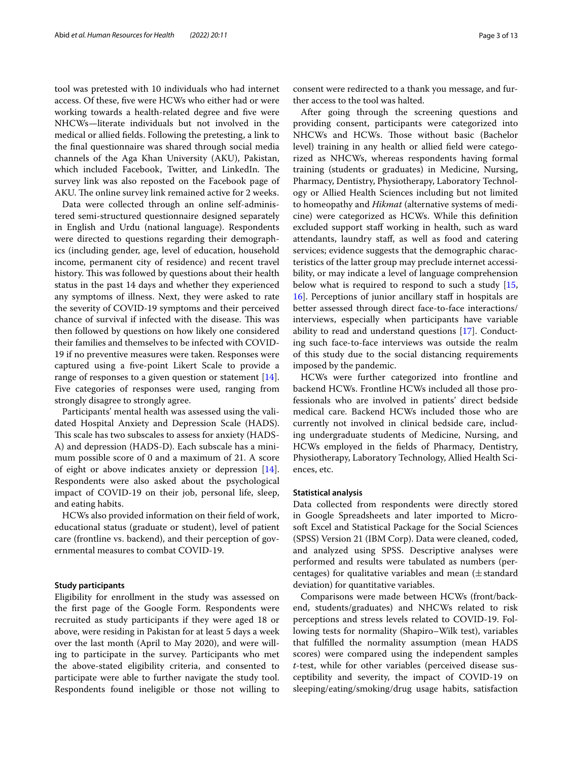tool was pretested with 10 individuals who had internet access. Of these, five were HCWs who either had or were working towards a health-related degree and five were NHCWs—literate individuals but not involved in the medical or allied fields. Following the pretesting, a link to the final questionnaire was shared through social media channels of the Aga Khan University (AKU), Pakistan, which included Facebook, Twitter, and LinkedIn. The survey link was also reposted on the Facebook page of AKU. The online survey link remained active for 2 weeks.

Data were collected through an online self-administered semi-structured questionnaire designed separately in English and Urdu (national language). Respondents were directed to questions regarding their demographics (including gender, age, level of education, household income, permanent city of residence) and recent travel history. This was followed by questions about their health status in the past 14 days and whether they experienced any symptoms of illness. Next, they were asked to rate the severity of COVID-19 symptoms and their perceived chance of survival if infected with the disease. This was then followed by questions on how likely one considered their families and themselves to be infected with COVID-19 if no preventive measures were taken. Responses were captured using a five-point Likert Scale to provide a range of responses to a given question or statement [14]. Five categories of responses were used, ranging from strongly disagree to strongly agree.

Participants' mental health was assessed using the validated Hospital Anxiety and Depression Scale (HADS). This scale has two subscales to assess for anxiety (HADS-A) and depression (HADS-D). Each subscale has a minimum possible score of 0 and a maximum of 21. A score of eight or above indicates anxiety or depression [14]. Respondents were also asked about the psychological impact of COVID-19 on their job, personal life, sleep, and eating habits.

HCWs also provided information on their field of work, educational status (graduate or student), level of patient care (frontline vs. backend), and their perception of governmental measures to combat COVID-19.

### Study participants

Eligibility for enrollment in the study was assessed on the first page of the Google Form. Respondents were recruited as study participants if they were aged 18 or above, were residing in Pakistan for at least 5 days a week over the last month (April to May 2020), and were willing to participate in the survey. Participants who met the above-stated eligibility criteria, and consented to participate were able to further navigate the study tool. Respondents found ineligible or those not willing to consent were redirected to a thank you message, and further access to the tool was halted.

After going through the screening questions and providing consent, participants were categorized into NHCWs and HCWs. Those without basic (Bachelor level) training in any health or allied field were categorized as NHCWs, whereas respondents having formal training (students or graduates) in Medicine, Nursing, Pharmacy, Dentistry, Physiotherapy, Laboratory Technology or Allied Health Sciences including but not limited to homeopathy and *Hikmat* (alternative systems of medicine) were categorized as HCWs. While this definition excluded support staff working in health, such as ward attendants, laundry staff, as well as food and catering services; evidence suggests that the demographic characteristics of the latter group may preclude internet accessibility, or may indicate a level of language comprehension below what is required to respond to such a study [15, 16]. Perceptions of junior ancillary staff in hospitals are better assessed through direct face-to-face interactions/interviews, especially when participants have variable ability to read and understand questions [17]. Conducting such face-to-face interviews was outside the realm of this study due to the social distancing requirements imposed by the pandemic.

HCWs were further categorized into frontline and backend HCWs. Frontline HCWs included all those professionals who are involved in patients' direct bedside medical care. Backend HCWs included those who are currently not involved in clinical bedside care, including undergraduate students of Medicine, Nursing, and HCWs employed in the fields of Pharmacy, Dentistry, Physiotherapy, Laboratory Technology, Allied Health Sciences, etc.

### Statistical analysis

Data collected from respondents were directly stored in Google Spreadsheets and later imported to Microsoft Excel and Statistical Package for the Social Sciences (SPSS) Version 21 (IBM Corp). Data were cleaned, coded, and analyzed using SPSS. Descriptive analyses were performed and results were tabulated as numbers (percentages) for qualitative variables and mean ($\pm$standard deviation) for quantitative variables.

Comparisons were made between HCWs (front/backend, students/graduates) and NHCWs related to risk perceptions and stress levels related to COVID-19. Following tests for normality (Shapiro–Wilk test), variables that fulfilled the normality assumption (mean HADS scores) were compared using the independent samples *t*-test, while for other variables (perceived disease susceptibility and severity, the impact of COVID-19 on sleeping/eating/smoking/drug usage habits, satisfaction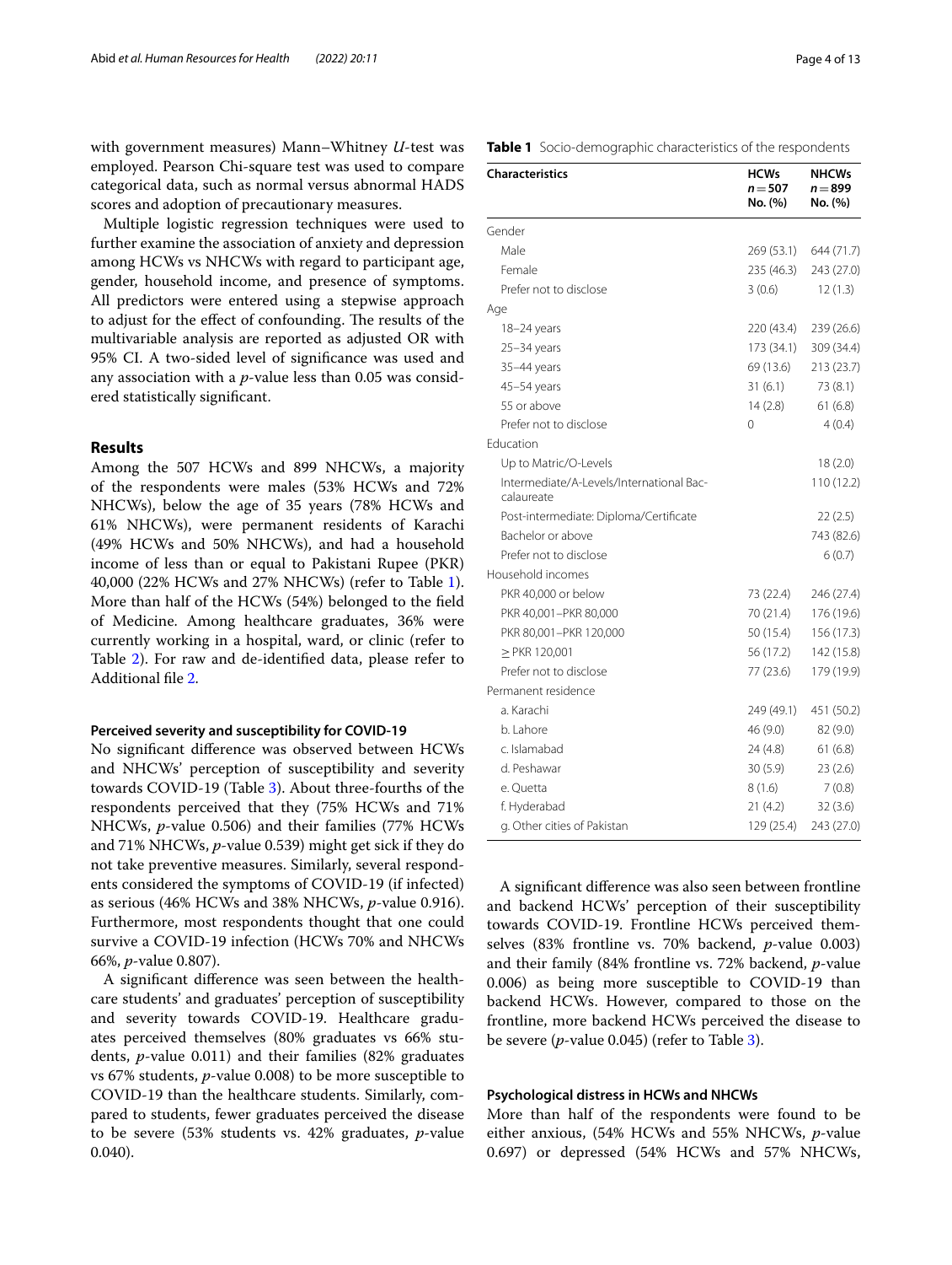with government measures) Mann–Whitney *U*-test was employed. Pearson Chi-square test was used to compare categorical data, such as normal versus abnormal HADS scores and adoption of precautionary measures.

Multiple logistic regression techniques were used to further examine the association of anxiety and depression among HCWs vs NHCWs with regard to participant age, gender, household income, and presence of symptoms. All predictors were entered using a stepwise approach to adjust for the effect of confounding. The results of the multivariable analysis are reported as adjusted OR with 95% CI. A two-sided level of significance was used and any association with a *p*-value less than 0.05 was considered statistically significant.

## Results

Among the 507 HCWs and 899 NHCWs, a majority of the respondents were males (53% HCWs and 72% NHCWs), below the age of 35 years (78% HCWs and 61% NHCWs), were permanent residents of Karachi (49% HCWs and 50% NHCWs), and had a household income of less than or equal to Pakistani Rupee (PKR) 40,000 (22% HCWs and 27% NHCWs) (refer to Table 1). More than half of the HCWs (54%) belonged to the field of Medicine. Among healthcare graduates, 36% were currently working in a hospital, ward, or clinic (refer to Table 2). For raw and de-identified data, please refer to Additional file 2.

### Perceived severity and susceptibility for COVID-19

No significant difference was observed between HCWs and NHCWs' perception of susceptibility and severity towards COVID-19 (Table 3). About three-fourths of the respondents perceived that they (75% HCWs and 71% NHCWs, *p*-value 0.506) and their families (77% HCWs and 71% NHCWs, *p*-value 0.539) might get sick if they do not take preventive measures. Similarly, several respondents considered the symptoms of COVID-19 (if infected) as serious (46% HCWs and 38% NHCWs, *p*-value 0.916). Furthermore, most respondents thought that one could survive a COVID-19 infection (HCWs 70% and NHCWs 66%, *p*-value 0.807).

A significant difference was seen between the healthcare students' and graduates' perception of susceptibility and severity towards COVID-19. Healthcare graduates perceived themselves (80% graduates vs 66% students, *p*-value 0.011) and their families (82% graduates vs 67% students, *p*-value 0.008) to be more susceptible to COVID-19 than the healthcare students. Similarly, compared to students, fewer graduates perceived the disease to be severe (53% students vs. 42% graduates, *p*-value 0.040).

**Table 1** Socio-demographic characteristics of the respondents

| Characteristics | HCWs $n=507$ No. (%) | NHCWs $n=899$ No. (%) |
|---|---|---|
| Gender | | |
| Male | 269 (53.1) | 644 (71.7) |
| Female | 235 (46.3) | 243 (27.0) |
| Prefer not to disclose | 3 (0.6) | 12 (1.3) |
| Age | | |
| 18–24 years | 220 (43.4) | 239 (26.6) |
| 25–34 years | 173 (34.1) | 309 (34.4) |
| 35–44 years | 69 (13.6) | 213 (23.7) |
| 45–54 years | 31 (6.1) | 73 (8.1) |
| 55 or above | 14 (2.8) | 61 (6.8) |
| Prefer not to disclose | 0 | 4 (0.4) |
| Education | | |
| Up to Matric/O-Levels | | 18 (2.0) |
| Intermediate/A-Levels/International Baccalaureate | | 110 (12.2) |
| Post-intermediate: Diploma/Certificate | | 22 (2.5) |
| Bachelor or above | | 743 (82.6) |
| Prefer not to disclose | | 6 (0.7) |
| Household incomes | | |
| PKR 40,000 or below | 73 (22.4) | 246 (27.4) |
| PKR 40,001–PKR 80,000 | 70 (21.4) | 176 (19.6) |
| PKR 80,001–PKR 120,000 | 50 (15.4) | 156 (17.3) |
| ≥ PKR 120,001 | 56 (17.2) | 142 (15.8) |
| Prefer not to disclose | 77 (23.6) | 179 (19.9) |
| Permanent residence | | |
| a. Karachi | 249 (49.1) | 451 (50.2) |
| b. Lahore | 46 (9.0) | 82 (9.0) |
| c. Islamabad | 24 (4.8) | 61 (6.8) |
| d. Peshawar | 30 (5.9) | 23 (2.6) |
| e. Quetta | 8 (1.6) | 7 (0.8) |
| f. Hyderabad | 21 (4.2) | 32 (3.6) |
| g. Other cities of Pakistan | 129 (25.4) | 243 (27.0) |

A significant difference was also seen between frontline and backend HCWs' perception of their susceptibility towards COVID-19. Frontline HCWs perceived themselves (83% frontline vs. 70% backend, *p*-value 0.003) and their family (84% frontline vs. 72% backend, *p*-value 0.006) as being more susceptible to COVID-19 than backend HCWs. However, compared to those on the frontline, more backend HCWs perceived the disease to be severe (*p*-value 0.045) (refer to Table 3).

### Psychological distress in HCWs and NHCWs

More than half of the respondents were found to be either anxious, (54% HCWs and 55% NHCWs, *p*-value 0.697) or depressed (54% HCWs and 57% NHCWs,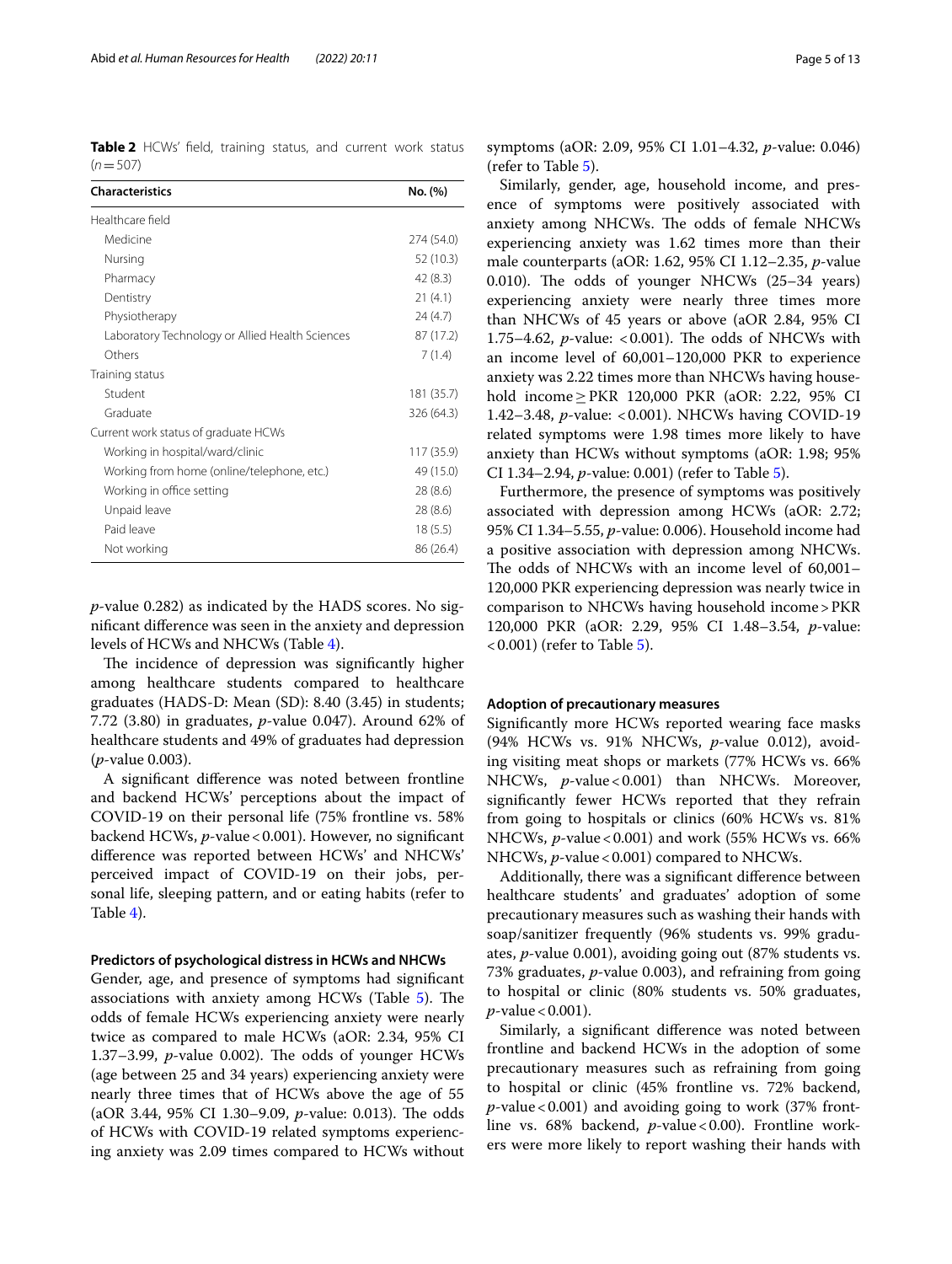**Table 2** HCWs' field, training status, and current work status ($n = 507$)

| Characteristics | No. (%) |
|---|---|
| Healthcare field | |
| Medicine | 274 (54.0) |
| Nursing | 52 (10.3) |
| Pharmacy | 42 (8.3) |
| Dentistry | 21 (4.1) |
| Physiotherapy | 24 (4.7) |
| Laboratory Technology or Allied Health Sciences | 87 (17.2) |
| Others | 7 (1.4) |
| Training status | |
| Student | 181 (35.7) |
| Graduate | 326 (64.3) |
| Current work status of graduate HCWs | |
| Working in hospital/ward/clinic | 117 (35.9) |
| Working from home (online/telephone, etc.) | 49 (15.0) |
| Working in office setting | 28 (8.6) |
| Unpaid leave | 28 (8.6) |
| Paid leave | 18 (5.5) |
| Not working | 86 (26.4) |

*p*-value 0.282) as indicated by the HADS scores. No significant difference was seen in the anxiety and depression levels of HCWs and NHCWs (Table 4).

The incidence of depression was significantly higher among healthcare students compared to healthcare graduates (HADS-D: Mean (SD): 8.40 (3.45) in students; 7.72 (3.80) in graduates, *p*-value 0.047). Around 62% of healthcare students and 49% of graduates had depression (*p*-value 0.003).

A significant difference was noted between frontline and backend HCWs' perceptions about the impact of COVID-19 on their personal life (75% frontline vs. 58% backend HCWs, *p*-value < 0.001). However, no significant difference was reported between HCWs' and NHCWs' perceived impact of COVID-19 on their jobs, personal life, sleeping pattern, and or eating habits (refer to Table 4).

#### Predictors of psychological distress in HCWs and NHCWs

Gender, age, and presence of symptoms had significant associations with anxiety among HCWs (Table 5). The odds of female HCWs experiencing anxiety were nearly twice as compared to male HCWs (aOR: 2.34, 95% CI 1.37–3.99, *p*-value 0.002). The odds of younger HCWs (age between 25 and 34 years) experiencing anxiety were nearly three times that of HCWs above the age of 55 (aOR 3.44, 95% CI 1.30–9.09, *p*-value: 0.013). The odds of HCWs with COVID-19 related symptoms experiencing anxiety was 2.09 times compared to HCWs without symptoms (aOR: 2.09, 95% CI 1.01–4.32, *p*-value: 0.046) (refer to Table 5).

Similarly, gender, age, household income, and presence of symptoms were positively associated with anxiety among NHCWs. The odds of female NHCWs experiencing anxiety was 1.62 times more than their male counterparts (aOR: 1.62, 95% CI 1.12–2.35, *p*-value 0.010). The odds of younger NHCWs (25–34 years) experiencing anxiety were nearly three times more than NHCWs of 45 years or above (aOR 2.84, 95% CI 1.75–4.62, *p*-value: < 0.001). The odds of NHCWs with an income level of 60,001–120,000 PKR to experience anxiety was 2.22 times more than NHCWs having household income ≥ PKR 120,000 PKR (aOR: 2.22, 95% CI 1.42–3.48, *p*-value: < 0.001). NHCWs having COVID-19 related symptoms were 1.98 times more likely to have anxiety than HCWs without symptoms (aOR: 1.98; 95% CI 1.34–2.94, *p*-value: 0.001) (refer to Table 5).

Furthermore, the presence of symptoms was positively associated with depression among HCWs (aOR: 2.72; 95% CI 1.34–5.55, *p*-value: 0.006). Household income had a positive association with depression among NHCWs. The odds of NHCWs with an income level of 60,001–120,000 PKR experiencing depression was nearly twice in comparison to NHCWs having household income > PKR 120,000 PKR (aOR: 2.29, 95% CI 1.48–3.54, *p*-value: < 0.001) (refer to Table 5).

#### Adoption of precautionary measures

Significantly more HCWs reported wearing face masks (94% HCWs vs. 91% NHCWs, *p*-value 0.012), avoiding visiting meat shops or markets (77% HCWs vs. 66% NHCWs, *p*-value < 0.001) than NHCWs. Moreover, significantly fewer HCWs reported that they refrain from going to hospitals or clinics (60% HCWs vs. 81% NHCWs, *p*-value < 0.001) and work (55% HCWs vs. 66% NHCWs, *p*-value < 0.001) compared to NHCWs.

Additionally, there was a significant difference between healthcare students' and graduates' adoption of some precautionary measures such as washing their hands with soap/sanitizer frequently (96% students vs. 99% graduates, *p*-value 0.001), avoiding going out (87% students vs. 73% graduates, *p*-value 0.003), and refraining from going to hospital or clinic (80% students vs. 50% graduates, *p*-value < 0.001).

Similarly, a significant difference was noted between frontline and backend HCWs in the adoption of some precautionary measures such as refraining from going to hospital or clinic (45% frontline vs. 72% backend, *p*-value < 0.001) and avoiding going to work (37% frontline vs. 68% backend, *p*-value < 0.00). Frontline workers were more likely to report washing their hands with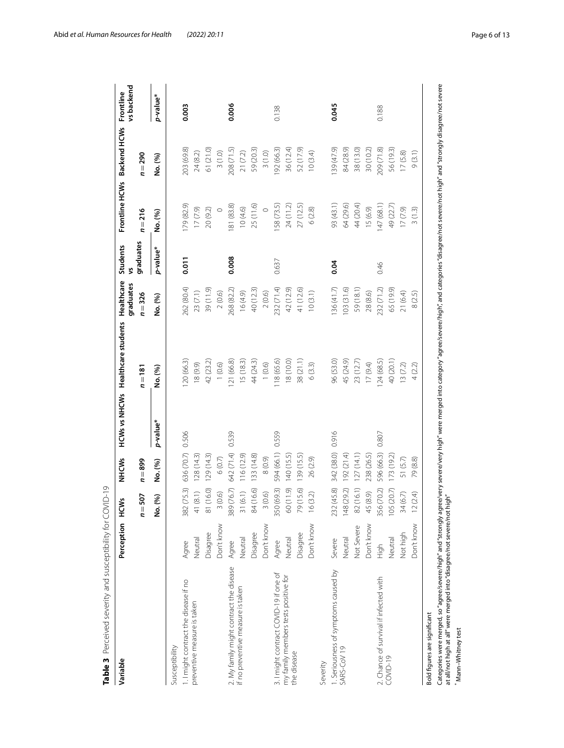**Table 3** Perceived severity and susceptibility for COVID-19

| Variable | Perception | HCWs | NHCWs | HCWs vs NHCWs | Healthcare students | Healthcare graduates | Students vs graduates | Frontline HCWs | Backend HCWs | Frontline vs backend |
|---|---|---|---|---|---|---|---|---|---|---|
| | | $n = 507$ | $n = 899$ | | $n = 181$ | $n = 326$ | | $n = 216$ | $n = 290$ | |
| | | No. (%) | No. (%) | *p*-value* | No. (%) | No. (%) | *p*-value* | No. (%) | No. (%) | *p*-value* |
| Susceptibility | | | | | | | | | | |
| 1. I might contract the disease if no preventive measure is taken | Agree | 382 (75.3) | 636 (70.7) | 0.506 | 120 (66.3) | 262 (80.4) | **0.011** | 179 (82.9) | 203 (69.8) | **0.003** |
| | Neutral | 41 (8.1) | 128 (14.3) | | 18 (9.9) | 23 (7.1) | | 17 (7.9) | 24 (8.2) | |
| | Disagree | 81 (16.0) | 129 (14.3) | | 42 (23.2) | 39 (11.9) | | 20 (9.2) | 61 (21.0) | |
| | Don't know | 3 (0.6) | 6 (0.7) | | 1 (0.6) | 2 (0.6) | | 0 | 3 (1.0) | |
| 2. My family might contract the disease if no preventive measure is taken | Agree | 389 (76.7) | 642 (71.4) | 0.539 | 121 (66.8) | 268 (82.2) | **0.008** | 181 (83.8) | 208 (71.5) | **0.006** |
| | Neutral | 31 (6.1) | 116 (12.9) | | 15 (18.3) | 16 (4.9) | | 10 (4.6) | 21 (7.2) | |
| | Disagree | 84 (16.6) | 133 (14.8) | | 44 (24.3) | 40 (12.3) | | 25 (11.6) | 59 (20.3) | |
| | Don't know | 3 (0.6) | 8 (0.9) | | 1 (0.6) | 2 (0.6) | | 0 | 3 (1.0) | |
| 3. I might contract COVID-19 if one of my family members tests positive for the disease | Agree | 350 (69.3) | 594 (66.1) | 0.559 | 118 (65.6) | 232 (71.4) | 0.637 | 158 (73.5) | 192 (66.3) | 0.138 |
| | Neutral | 60 (11.9) | 140 (15.5) | | 18 (10.0) | 42 (12.9) | | 24 (11.2) | 36 (12.4) | |
| | Disagree | 79 (15.6) | 139 (15.5) | | 38 (21.1) | 41 (12.6) | | 27 (12.5) | 52 (17.9) | |
| | Don't know | 16 (3.2) | 26 (2.9) | | 6 (3.3) | 10 (3.1) | | 6 (2.8) | 10 (3.4) | |
| Severity | | | | | | | | | | |
| 1. Seriousness of symptoms caused by SARS-CoV 19 | Severe | 232 (45.8) | 342 (38.0) | 0.916 | 96 (53.0) | 136 (41.7) | **0.04** | 93 (43.1) | 139 (47.9) | **0.045** |
| | Neutral | 148 (29.2) | 192 (21.4) | | 45 (24.9) | 103 (31.6) | | 64 (29.6) | 84 (28.9) | |
| | Not Severe | 82 (16.1) | 127 (14.1) | | 23 (12.7) | 59 (18.1) | | 44 (20.4) | 38 (13.0) | |
| | Don't know | 45 (8.9) | 238 (26.5) | | 17 (9.4) | 28 (8.6) | | 15 (6.9) | 30 (10.2) | |
| 2. Chance of survival if infected with COVID-19 | High | 356 (70.2) | 596 (66.3) | 0.807 | 124 (68.5) | 232 (71.2) | 0.46 | 147 (68.1) | 209 (71.8) | 0.188 |
| | Neutral | 105 (20.7) | 173 (19.2) | | 40 (20.1) | 65 (19.9) | | 49 (22.7) | 56 (19.3) | |
| | Not high | 34 (6.7) | 51 (5.7) | | 13 (7.2) | 21 (6.4) | | 17 (7.9) | 17 (5.8) | |
| | Don't know | 12 (2.4) | 79 (8.8) | | 4 (2.2) | 8 (2.5) | | 3 (1.3) | 9 (3.1) | |

Bold figures are significant

Categories were merged, so "agree/severe/high" and "strongly agree/very severe/very high" were merged into category "agree/severe/high", and categories "disagree/not severe/not high" and "strongly disagree/not severe at all/not high at all" were merged into "disagree/not severe/not high"

\* Mann–Whitney test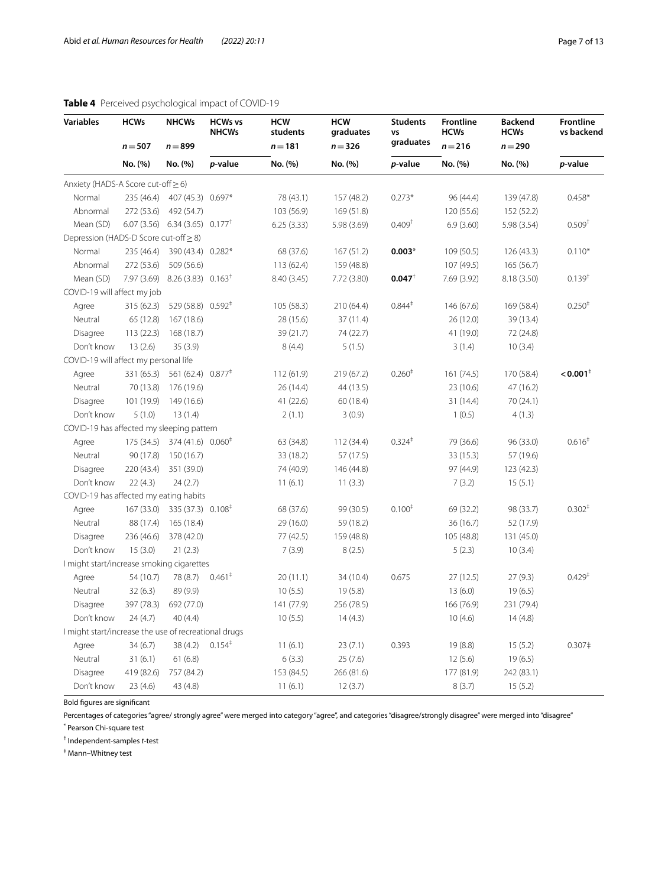**Table 4** Perceived psychological impact of COVID-19

| Variables | HCWs | NHCWs | HCWs vs NHCWs | HCW students | HCW graduates | Students vs graduates | Frontline HCWs | Backend HCWs | Frontline vs backend |
|---|---|---|---|---|---|---|---|---|---|
| | $n=507$ | $n=899$ | | $n=181$ | $n=326$ | | $n=216$ | $n=290$ | |
| | No. (%) | No. (%) | *p*-value | No. (%) | No. (%) | *p*-value | No. (%) | No. (%) | *p*-value |
| Anxiety (HADS-A Score cut-off ≥ 6) | | | | | | | | | |
| Normal | 235 (46.4) | 407 (45.3) | 0.697* | 78 (43.1) | 157 (48.2) | 0.273* | 96 (44.4) | 139 (47.8) | 0.458* |
| Abnormal | 272 (53.6) | 492 (54.7) | | 103 (56.9) | 169 (51.8) | | 120 (55.6) | 152 (52.2) | |
| Mean (SD) | 6.07 (3.56) | 6.34 (3.65) | 0.177† | 6.25 (3.33) | 5.98 (3.69) | 0.409† | 6.9 (3.60) | 5.98 (3.54) | 0.509† |
| Depression (HADS-D Score cut-off ≥ 8) | | | | | | | | | |
| Normal | 235 (46.4) | 390 (43.4) | 0.282* | 68 (37.6) | 167 (51.2) | **0.003*** | 109 (50.5) | 126 (43.3) | 0.110* |
| Abnormal | 272 (53.6) | 509 (56.6) | | 113 (62.4) | 159 (48.8) | | 107 (49.5) | 165 (56.7) | |
| Mean (SD) | 7.97 (3.69) | 8.26 (3.83) | 0.163† | 8.40 (3.45) | 7.72 (3.80) | **0.047†** | 7.69 (3.92) | 8.18 (3.50) | 0.139† |
| COVID-19 will affect my job | | | | | | | | | |
| Agree | 315 (62.3) | 529 (58.8) | 0.592‡ | 105 (58.3) | 210 (64.4) | 0.844‡ | 146 (67.6) | 169 (58.4) | 0.250‡ |
| Neutral | 65 (12.8) | 167 (18.6) | | 28 (15.6) | 37 (11.4) | | 26 (12.0) | 39 (13.4) | |
| Disagree | 113 (22.3) | 168 (18.7) | | 39 (21.7) | 74 (22.7) | | 41 (19.0) | 72 (24.8) | |
| Don't know | 13 (2.6) | 35 (3.9) | | 8 (4.4) | 5 (1.5) | | 3 (1.4) | 10 (3.4) | |
| COVID-19 will affect my personal life | | | | | | | | | |
| Agree | 331 (65.3) | 561 (62.4) | 0.877‡ | 112 (61.9) | 219 (67.2) | 0.260‡ | 161 (74.5) | 170 (58.4) | **< 0.001‡** |
| Neutral | 70 (13.8) | 176 (19.6) | | 26 (14.4) | 44 (13.5) | | 23 (10.6) | 47 (16.2) | |
| Disagree | 101 (19.9) | 149 (16.6) | | 41 (22.6) | 60 (18.4) | | 31 (14.4) | 70 (24.1) | |
| Don't know | 5 (1.0) | 13 (1.4) | | 2 (1.1) | 3 (0.9) | | 1 (0.5) | 4 (1.3) | |
| COVID-19 has affected my sleeping pattern | | | | | | | | | |
| Agree | 175 (34.5) | 374 (41.6) | 0.060‡ | 63 (34.8) | 112 (34.4) | 0.324‡ | 79 (36.6) | 96 (33.0) | 0.616‡ |
| Neutral | 90 (17.8) | 150 (16.7) | | 33 (18.2) | 57 (17.5) | | 33 (15.3) | 57 (19.6) | |
| Disagree | 220 (43.4) | 351 (39.0) | | 74 (40.9) | 146 (44.8) | | 97 (44.9) | 123 (42.3) | |
| Don't know | 22 (4.3) | 24 (2.7) | | 11 (6.1) | 11 (3.3) | | 7 (3.2) | 15 (5.1) | |
| COVID-19 has affected my eating habits | | | | | | | | | |
| Agree | 167 (33.0) | 335 (37.3) | 0.108‡ | 68 (37.6) | 99 (30.5) | 0.100‡ | 69 (32.2) | 98 (33.7) | 0.302‡ |
| Neutral | 88 (17.4) | 165 (18.4) | | 29 (16.0) | 59 (18.2) | | 36 (16.7) | 52 (17.9) | |
| Disagree | 236 (46.6) | 378 (42.0) | | 77 (42.5) | 159 (48.8) | | 105 (48.8) | 131 (45.0) | |
| Don't know | 15 (3.0) | 21 (2.3) | | 7 (3.9) | 8 (2.5) | | 5 (2.3) | 10 (3.4) | |
| I might start/increase smoking cigarettes | | | | | | | | | |
| Agree | 54 (10.7) | 78 (8.7) | 0.461‡ | 20 (11.1) | 34 (10.4) | 0.675 | 27 (12.5) | 27 (9.3) | 0.429‡ |
| Neutral | 32 (6.3) | 89 (9.9) | | 10 (5.5) | 19 (5.8) | | 13 (6.0) | 19 (6.5) | |
| Disagree | 397 (78.3) | 692 (77.0) | | 141 (77.9) | 256 (78.5) | | 166 (76.9) | 231 (79.4) | |
| Don't know | 24 (4.7) | 40 (4.4) | | 10 (5.5) | 14 (4.3) | | 10 (4.6) | 14 (4.8) | |
| I might start/increase the use of recreational drugs | | | | | | | | | |
| Agree | 34 (6.7) | 38 (4.2) | 0.154‡ | 11 (6.1) | 23 (7.1) | 0.393 | 19 (8.8) | 15 (5.2) | 0.307‡ |
| Neutral | 31 (6.1) | 61 (6.8) | | 6 (3.3) | 25 (7.6) | | 12 (5.6) | 19 (6.5) | |
| Disagree | 419 (82.6) | 757 (84.2) | | 153 (84.5) | 266 (81.6) | | 177 (81.9) | 242 (83.1) | |
| Don't know | 23 (4.6) | 43 (4.8) | | 11 (6.1) | 12 (3.7) | | 8 (3.7) | 15 (5.2) | |

Bold figures are significant

Percentages of categories "agree/ strongly agree" were merged into category "agree", and categories "disagree/strongly disagree" were merged into "disagree"

\* Pearson Chi-square test

† Independent-samples *t*-test

‡ Mann–Whitney test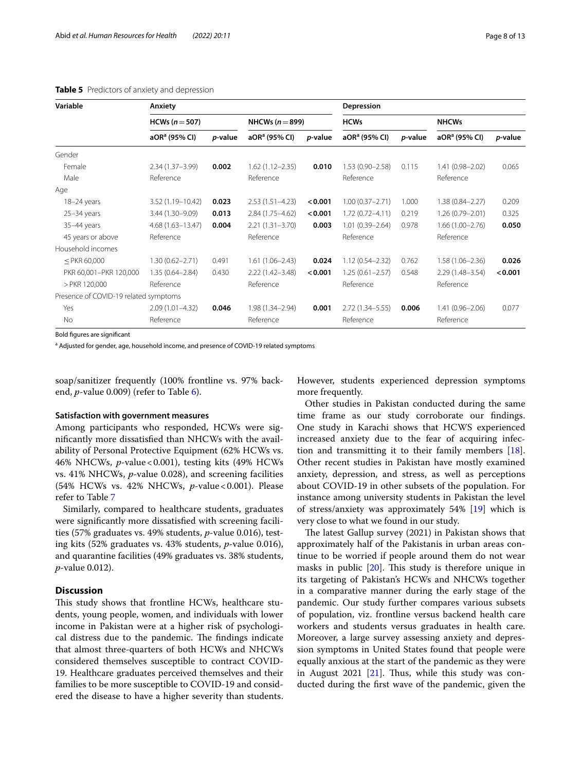**Table 5** Predictors of anxiety and depression

| Variable | Anxiety | | | | Depression | | | |
|---|---|---|---|---|---|---|---|---|
| | HCWs ($n = 507$) | | NHCWs ($n = 899$) | | HCWs | | NHCWs | |
| | aOR[a] (95% CI) | *p*-value | aOR[a] (95% CI) | *p*-value | aOR[a] (95% CI) | *p*-value | aOR[a] (95% CI) | *p*-value |
| Gender | | | | | | | | |
| Female | 2.34 (1.37–3.99) | **0.002** | 1.62 (1.12–2.35) | **0.010** | 1.53 (0.90–2.58) | 0.115 | 1.41 (0.98–2.02) | 0.065 |
| Male | Reference | | Reference | | Reference | | Reference | |
| Age | | | | | | | | |
| 18–24 years | 3.52 (1.19–10.42) | **0.023** | 2.53 (1.51–4.23) | **< 0.001** | 1.00 (0.37–2.71) | 1.000 | 1.38 (0.84–2.27) | 0.209 |
| 25–34 years | 3.44 (1.30–9.09) | **0.013** | 2.84 (1.75–4.62) | **< 0.001** | 1.72 (0.72–4.11) | 0.219 | 1.26 (0.79–2.01) | 0.325 |
| 35–44 years | 4.68 (1.63–13.47) | **0.004** | 2.21 (1.31–3.70) | **0.003** | 1.01 (0.39–2.64) | 0.978 | 1.66 (1.00–2.76) | **0.050** |
| 45 years or above | Reference | | Reference | | Reference | | Reference | |
| Household incomes | | | | | | | | |
| ≤ PKR 60,000 | 1.30 (0.62–2.71) | 0.491 | 1.61 (1.06–2.43) | **0.024** | 1.12 (0.54–2.32) | 0.762 | 1.58 (1.06–2.36) | **0.026** |
| PKR 60,001–PKR 120,000 | 1.35 (0.64–2.84) | 0.430 | 2.22 (1.42–3.48) | **< 0.001** | 1.25 (0.61–2.57) | 0.548 | 2.29 (1.48–3.54) | **< 0.001** |
| > PKR 120,000 | Reference | | Reference | | Reference | | Reference | |
| Presence of COVID-19 related symptoms | | | | | | | | |
| Yes | 2.09 (1.01–4.32) | **0.046** | 1.98 (1.34–2.94) | **0.001** | 2.72 (1.34–5.55) | **0.006** | 1.41 (0.96–2.06) | 0.077 |
| No | Reference | | Reference | | Reference | | Reference | |

Bold figures are significant

[a] Adjusted for gender, age, household income, and presence of COVID-19 related symptoms

soap/sanitizer frequently (100% frontline vs. 97% backend, *p*-value 0.009) (refer to Table 6).

#### Satisfaction with government measures

Among participants who responded, HCWs were significantly more dissatisfied than NHCWs with the availability of Personal Protective Equipment (62% HCWs vs. 46% NHCWs, *p*-value < 0.001), testing kits (49% HCWs vs. 41% NHCWs, *p*-value 0.028), and screening facilities (54% HCWs vs. 42% NHCWs, *p*-value < 0.001). Please refer to Table 7

Similarly, compared to healthcare students, graduates were significantly more dissatisfied with screening facilities (57% graduates vs. 49% students, *p*-value 0.016), testing kits (52% graduates vs. 43% students, *p*-value 0.016), and quarantine facilities (49% graduates vs. 38% students, *p*-value 0.012).

## Discussion

This study shows that frontline HCWs, healthcare students, young people, women, and individuals with lower income in Pakistan were at a higher risk of psychological distress due to the pandemic. The findings indicate that almost three-quarters of both HCWs and NHCWs considered themselves susceptible to contract COVID-19. Healthcare graduates perceived themselves and their families to be more susceptible to COVID-19 and considered the disease to have a higher severity than students. However, students experienced depression symptoms more frequently.

Other studies in Pakistan conducted during the same time frame as our study corroborate our findings. One study in Karachi shows that HCWS experienced increased anxiety due to the fear of acquiring infection and transmitting it to their family members [18]. Other recent studies in Pakistan have mostly examined anxiety, depression, and stress, as well as perceptions about COVID-19 in other subsets of the population. For instance among university students in Pakistan the level of stress/anxiety was approximately 54% [19] which is very close to what we found in our study.

The latest Gallup survey (2021) in Pakistan shows that approximately half of the Pakistanis in urban areas continue to be worried if people around them do not wear masks in public [20]. This study is therefore unique in its targeting of Pakistan's HCWs and NHCWs together in a comparative manner during the early stage of the pandemic. Our study further compares various subsets of population, viz. frontline versus backend health care workers and students versus graduates in health care. Moreover, a large survey assessing anxiety and depression symptoms in United States found that people were equally anxious at the start of the pandemic as they were in August 2021 [21]. Thus, while this study was conducted during the first wave of the pandemic, given the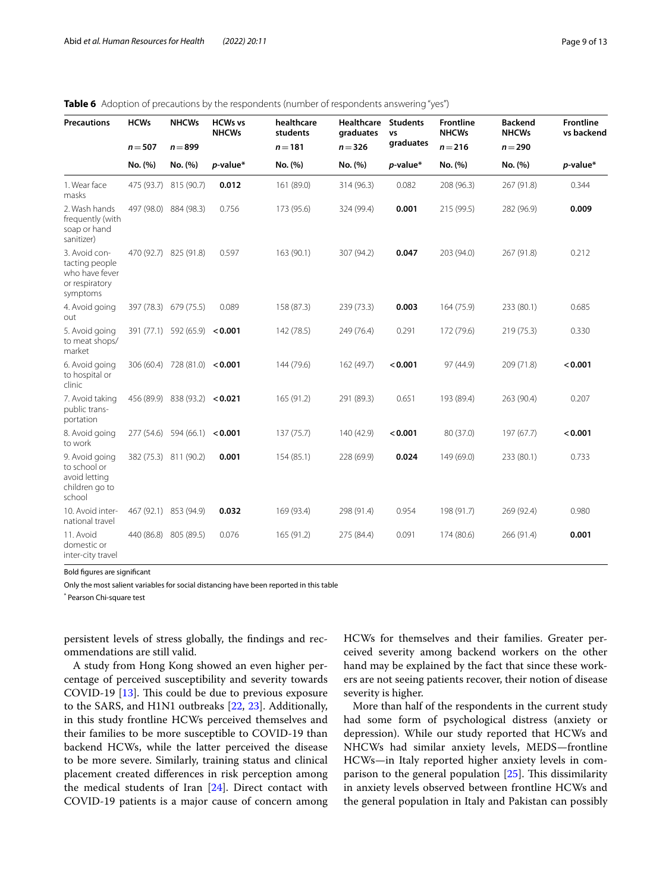**Table 6** Adoption of precautions by the respondents (number of respondents answering "yes")

| Precautions | HCWs | NHCWs | HCWs vs NHCWs | healthcare students | Healthcare graduates | Students vs graduates | Frontline NHCWs | Backend NHCWs | Frontline vs backend |
|---|---|---|---|---|---|---|---|---|---|
| | n = 507 | n = 899 | | n = 181 | n = 326 | | n = 216 | n = 290 | |
| | No. (%) | No. (%) | p-value* | No. (%) | No. (%) | p-value* | No. (%) | No. (%) | p-value* |
| 1. Wear face masks | 475 (93.7) | 815 (90.7) | **0.012** | 161 (89.0) | 314 (96.3) | 0.082 | 208 (96.3) | 267 (91.8) | 0.344 |
| 2. Wash hands frequently (with soap or hand sanitizer) | 497 (98.0) | 884 (98.3) | 0.756 | 173 (95.6) | 324 (99.4) | **0.001** | 215 (99.5) | 282 (96.9) | **0.009** |
| 3. Avoid contacting people who have fever or respiratory symptoms | 470 (92.7) | 825 (91.8) | 0.597 | 163 (90.1) | 307 (94.2) | **0.047** | 203 (94.0) | 267 (91.8) | 0.212 |
| 4. Avoid going out | 397 (78.3) | 679 (75.5) | 0.089 | 158 (87.3) | 239 (73.3) | **0.003** | 164 (75.9) | 233 (80.1) | 0.685 |
| 5. Avoid going to meat shops/market | 391 (77.1) | 592 (65.9) | **< 0.001** | 142 (78.5) | 249 (76.4) | 0.291 | 172 (79.6) | 219 (75.3) | 0.330 |
| 6. Avoid going to hospital or clinic | 306 (60.4) | 728 (81.0) | **< 0.001** | 144 (79.6) | 162 (49.7) | **< 0.001** | 97 (44.9) | 209 (71.8) | **< 0.001** |
| 7. Avoid taking public transportation | 456 (89.9) | 838 (93.2) | **< 0.021** | 165 (91.2) | 291 (89.3) | 0.651 | 193 (89.4) | 263 (90.4) | 0.207 |
| 8. Avoid going to work | 277 (54.6) | 594 (66.1) | **< 0.001** | 137 (75.7) | 140 (42.9) | **< 0.001** | 80 (37.0) | 197 (67.7) | **< 0.001** |
| 9. Avoid going to school or avoid letting children go to school | 382 (75.3) | 811 (90.2) | **0.001** | 154 (85.1) | 228 (69.9) | **0.024** | 149 (69.0) | 233 (80.1) | 0.733 |
| 10. Avoid international travel | 467 (92.1) | 853 (94.9) | **0.032** | 169 (93.4) | 298 (91.4) | 0.954 | 198 (91.7) | 269 (92.4) | 0.980 |
| 11. Avoid domestic or inter-city travel | 440 (86.8) | 805 (89.5) | 0.076 | 165 (91.2) | 275 (84.4) | 0.091 | 174 (80.6) | 266 (91.4) | **0.001** |

Bold figures are significant

Only the most salient variables for social distancing have been reported in this table

\* Pearson Chi-square test

persistent levels of stress globally, the findings and recommendations are still valid.

A study from Hong Kong showed an even higher percentage of perceived susceptibility and severity towards COVID-19 [13]. This could be due to previous exposure to the SARS, and H1N1 outbreaks [22, 23]. Additionally, in this study frontline HCWs perceived themselves and their families to be more susceptible to COVID-19 than backend HCWs, while the latter perceived the disease to be more severe. Similarly, training status and clinical placement created differences in risk perception among the medical students of Iran [24]. Direct contact with COVID-19 patients is a major cause of concern among HCWs for themselves and their families. Greater perceived severity among backend workers on the other hand may be explained by the fact that since these workers are not seeing patients recover, their notion of disease severity is higher.

More than half of the respondents in the current study had some form of psychological distress (anxiety or depression). While our study reported that HCWs and NHCWs had similar anxiety levels, MEDS—frontline HCWs—in Italy reported higher anxiety levels in comparison to the general population [25]. This dissimilarity in anxiety levels observed between frontline HCWs and the general population in Italy and Pakistan can possibly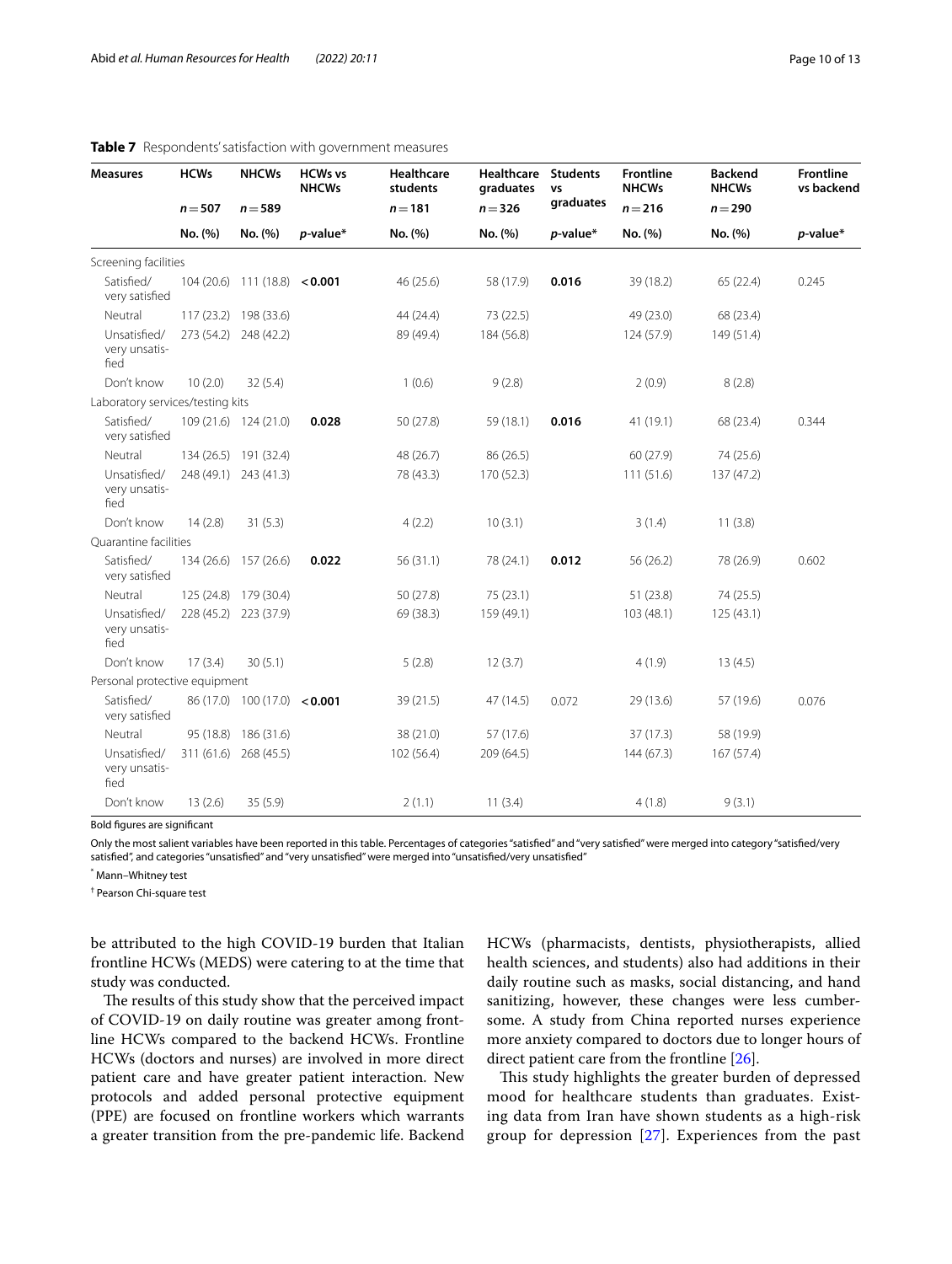**Table 7** Respondents' satisfaction with government measures

| Measures | HCWs | NHCWs | HCWs vs NHCWs | Healthcare students | Healthcare graduates | Students vs graduates | Frontline NHCWs | Backend NHCWs | Frontline vs backend |
|---|---|---|---|---|---|---|---|---|---|
| | n = 507 | n = 589 | | n = 181 | n = 326 | | n = 216 | n = 290 | |
| | No. (%) | No. (%) | p-value* | No. (%) | No. (%) | p-value* | No. (%) | No. (%) | p-value* |
| Screening facilities | | | | | | | | | |
| Satisfied/very satisfied | 104 (20.6) | 111 (18.8) | **< 0.001** | 46 (25.6) | 58 (17.9) | **0.016** | 39 (18.2) | 65 (22.4) | 0.245 |
| Neutral | 117 (23.2) | 198 (33.6) | | 44 (24.4) | 73 (22.5) | | 49 (23.0) | 68 (23.4) | |
| Unsatisfied/very unsatisfied | 273 (54.2) | 248 (42.2) | | 89 (49.4) | 184 (56.8) | | 124 (57.9) | 149 (51.4) | |
| Don't know | 10 (2.0) | 32 (5.4) | | 1 (0.6) | 9 (2.8) | | 2 (0.9) | 8 (2.8) | |
| Laboratory services/testing kits | | | | | | | | | |
| Satisfied/very satisfied | 109 (21.6) | 124 (21.0) | **0.028** | 50 (27.8) | 59 (18.1) | **0.016** | 41 (19.1) | 68 (23.4) | 0.344 |
| Neutral | 134 (26.5) | 191 (32.4) | | 48 (26.7) | 86 (26.5) | | 60 (27.9) | 74 (25.6) | |
| Unsatisfied/very unsatisfied | 248 (49.1) | 243 (41.3) | | 78 (43.3) | 170 (52.3) | | 111 (51.6) | 137 (47.2) | |
| Don't know | 14 (2.8) | 31 (5.3) | | 4 (2.2) | 10 (3.1) | | 3 (1.4) | 11 (3.8) | |
| Quarantine facilities | | | | | | | | | |
| Satisfied/very satisfied | 134 (26.6) | 157 (26.6) | **0.022** | 56 (31.1) | 78 (24.1) | **0.012** | 56 (26.2) | 78 (26.9) | 0.602 |
| Neutral | 125 (24.8) | 179 (30.4) | | 50 (27.8) | 75 (23.1) | | 51 (23.8) | 74 (25.5) | |
| Unsatisfied/very unsatisfied | 228 (45.2) | 223 (37.9) | | 69 (38.3) | 159 (49.1) | | 103 (48.1) | 125 (43.1) | |
| Don't know | 17 (3.4) | 30 (5.1) | | 5 (2.8) | 12 (3.7) | | 4 (1.9) | 13 (4.5) | |
| Personal protective equipment | | | | | | | | | |
| Satisfied/very satisfied | 86 (17.0) | 100 (17.0) | **< 0.001** | 39 (21.5) | 47 (14.5) | 0.072 | 29 (13.6) | 57 (19.6) | 0.076 |
| Neutral | 95 (18.8) | 186 (31.6) | | 38 (21.0) | 57 (17.6) | | 37 (17.3) | 58 (19.9) | |
| Unsatisfied/very unsatisfied | 311 (61.6) | 268 (45.5) | | 102 (56.4) | 209 (64.5) | | 144 (67.3) | 167 (57.4) | |
| Don't know | 13 (2.6) | 35 (5.9) | | 2 (1.1) | 11 (3.4) | | 4 (1.8) | 9 (3.1) | |

Bold figures are significant

Only the most salient variables have been reported in this table. Percentages of categories "satisfied" and "very satisfied" were merged into category "satisfied/very satisfied", and categories "unsatisfied" and "very unsatisfied" were merged into "unsatisfied/very unsatisfied"

\* Mann–Whitney test

† Pearson Chi-square test

be attributed to the high COVID-19 burden that Italian frontline HCWs (MEDS) were catering to at the time that study was conducted.

The results of this study show that the perceived impact of COVID-19 on daily routine was greater among frontline HCWs compared to the backend HCWs. Frontline HCWs (doctors and nurses) are involved in more direct patient care and have greater patient interaction. New protocols and added personal protective equipment (PPE) are focused on frontline workers which warrants a greater transition from the pre-pandemic life. Backend HCWs (pharmacists, dentists, physiotherapists, allied health sciences, and students) also had additions in their daily routine such as masks, social distancing, and hand sanitizing, however, these changes were less cumbersome. A study from China reported nurses experience more anxiety compared to doctors due to longer hours of direct patient care from the frontline [26].

This study highlights the greater burden of depressed mood for healthcare students than graduates. Existing data from Iran have shown students as a high-risk group for depression [27]. Experiences from the past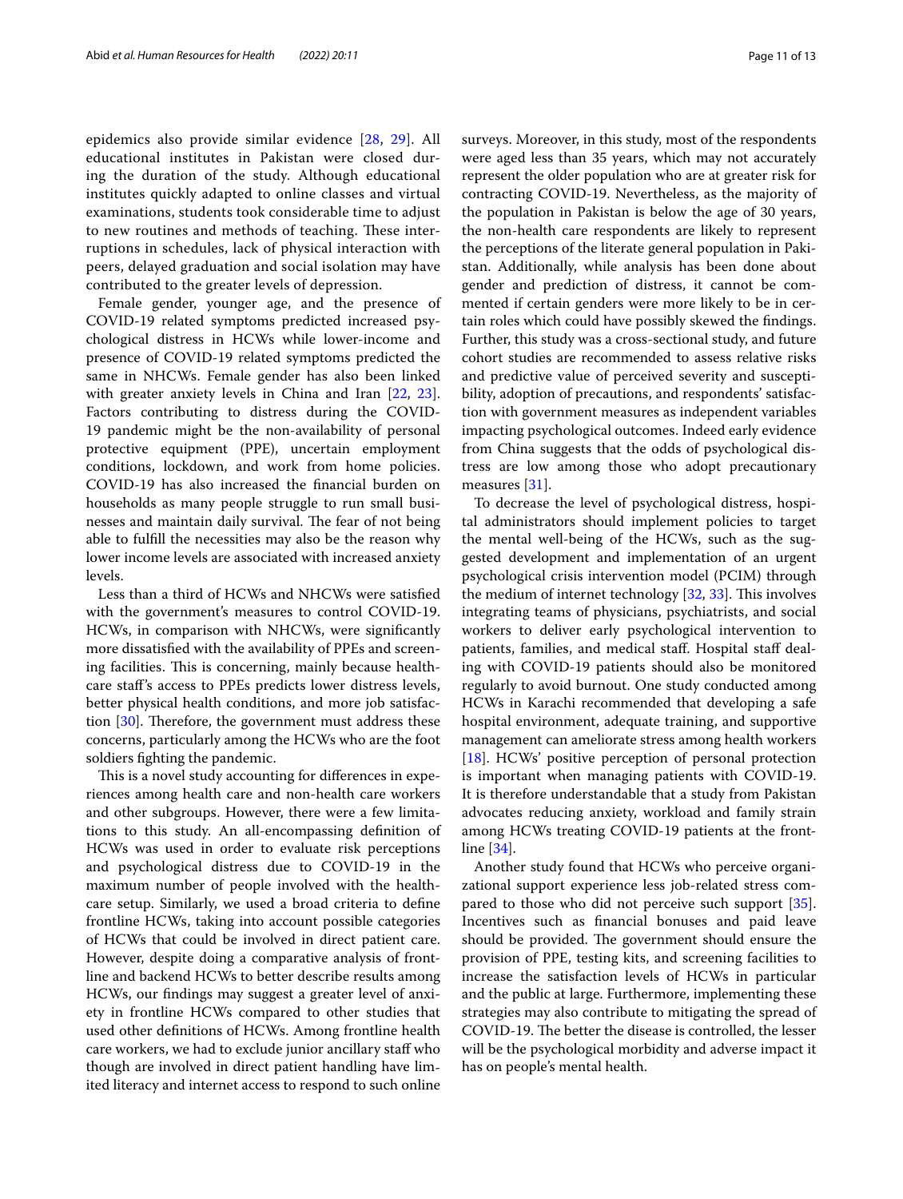epidemics also provide similar evidence [28, 29]. All educational institutes in Pakistan were closed during the duration of the study. Although educational institutes quickly adapted to online classes and virtual examinations, students took considerable time to adjust to new routines and methods of teaching. These interruptions in schedules, lack of physical interaction with peers, delayed graduation and social isolation may have contributed to the greater levels of depression.

Female gender, younger age, and the presence of COVID-19 related symptoms predicted increased psychological distress in HCWs while lower-income and presence of COVID-19 related symptoms predicted the same in NHCWs. Female gender has also been linked with greater anxiety levels in China and Iran [22, 23]. Factors contributing to distress during the COVID-19 pandemic might be the non-availability of personal protective equipment (PPE), uncertain employment conditions, lockdown, and work from home policies. COVID-19 has also increased the financial burden on households as many people struggle to run small businesses and maintain daily survival. The fear of not being able to fulfill the necessities may also be the reason why lower income levels are associated with increased anxiety levels.

Less than a third of HCWs and NHCWs were satisfied with the government's measures to control COVID-19. HCWs, in comparison with NHCWs, were significantly more dissatisfied with the availability of PPEs and screening facilities. This is concerning, mainly because healthcare staff's access to PPEs predicts lower distress levels, better physical health conditions, and more job satisfaction [30]. Therefore, the government must address these concerns, particularly among the HCWs who are the foot soldiers fighting the pandemic.

This is a novel study accounting for differences in experiences among health care and non-health care workers and other subgroups. However, there were a few limitations to this study. An all-encompassing definition of HCWs was used in order to evaluate risk perceptions and psychological distress due to COVID-19 in the maximum number of people involved with the healthcare setup. Similarly, we used a broad criteria to define frontline HCWs, taking into account possible categories of HCWs that could be involved in direct patient care. However, despite doing a comparative analysis of frontline and backend HCWs to better describe results among HCWs, our findings may suggest a greater level of anxiety in frontline HCWs compared to other studies that used other definitions of HCWs. Among frontline health care workers, we had to exclude junior ancillary staff who though are involved in direct patient handling have limited literacy and internet access to respond to such online surveys. Moreover, in this study, most of the respondents were aged less than 35 years, which may not accurately represent the older population who are at greater risk for contracting COVID-19. Nevertheless, as the majority of the population in Pakistan is below the age of 30 years, the non-health care respondents are likely to represent the perceptions of the literate general population in Pakistan. Additionally, while analysis has been done about gender and prediction of distress, it cannot be commented if certain genders were more likely to be in certain roles which could have possibly skewed the findings. Further, this study was a cross-sectional study, and future cohort studies are recommended to assess relative risks and predictive value of perceived severity and susceptibility, adoption of precautions, and respondents' satisfaction with government measures as independent variables impacting psychological outcomes. Indeed early evidence from China suggests that the odds of psychological distress are low among those who adopt precautionary measures [31].

To decrease the level of psychological distress, hospital administrators should implement policies to target the mental well-being of the HCWs, such as the suggested development and implementation of an urgent psychological crisis intervention model (PCIM) through the medium of internet technology [32, 33]. This involves integrating teams of physicians, psychiatrists, and social workers to deliver early psychological intervention to patients, families, and medical staff. Hospital staff dealing with COVID-19 patients should also be monitored regularly to avoid burnout. One study conducted among HCWs in Karachi recommended that developing a safe hospital environment, adequate training, and supportive management can ameliorate stress among health workers [18]. HCWs' positive perception of personal protection is important when managing patients with COVID-19. It is therefore understandable that a study from Pakistan advocates reducing anxiety, workload and family strain among HCWs treating COVID-19 patients at the frontline [34].

Another study found that HCWs who perceive organizational support experience less job-related stress compared to those who did not perceive such support [35]. Incentives such as financial bonuses and paid leave should be provided. The government should ensure the provision of PPE, testing kits, and screening facilities to increase the satisfaction levels of HCWs in particular and the public at large. Furthermore, implementing these strategies may also contribute to mitigating the spread of COVID-19. The better the disease is controlled, the lesser will be the psychological morbidity and adverse impact it has on people's mental health.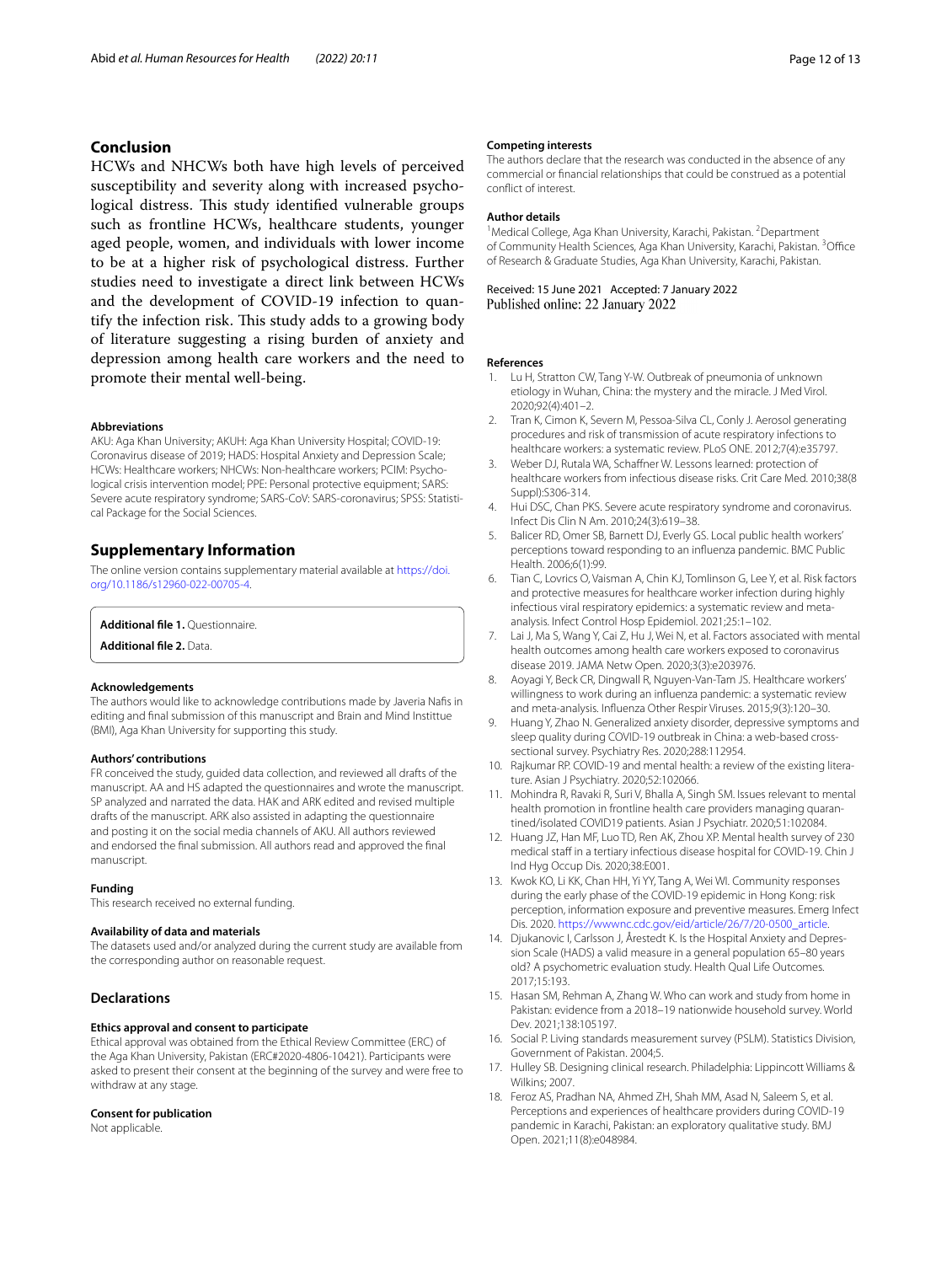## Conclusion

HCWs and NHCWs both have high levels of perceived susceptibility and severity along with increased psychological distress. This study identified vulnerable groups such as frontline HCWs, healthcare students, younger aged people, women, and individuals with lower income to be at a higher risk of psychological distress. Further studies need to investigate a direct link between HCWs and the development of COVID-19 infection to quantify the infection risk. This study adds to a growing body of literature suggesting a rising burden of anxiety and depression among health care workers and the need to promote their mental well-being.

#### Abbreviations

AKU: Aga Khan University; AKUH: Aga Khan University Hospital; COVID-19: Coronavirus disease of 2019; HADS: Hospital Anxiety and Depression Scale; HCWs: Healthcare workers; NHCWs: Non-healthcare workers; PCIM: Psychological crisis intervention model; PPE: Personal protective equipment; SARS: Severe acute respiratory syndrome; SARS-CoV: SARS-coronavirus; SPSS: Statistical Package for the Social Sciences.

## Supplementary Information

The online version contains supplementary material available at https://doi.org/10.1186/s12960-022-00705-4.

**Additional file 1.** Questionnaire.

**Additional file 2.** Data.

#### Acknowledgements

The authors would like to acknowledge contributions made by Javeria Nafis in editing and final submission of this manuscript and Brain and Mind Instittue (BMI), Aga Khan University for supporting this study.

#### Authors' contributions

FR conceived the study, guided data collection, and reviewed all drafts of the manuscript. AA and HS adapted the questionnaires and wrote the manuscript. SP analyzed and narrated the data. HAK and ARK edited and revised multiple drafts of the manuscript. ARK also assisted in adapting the questionnaire and posting it on the social media channels of AKU. All authors reviewed and endorsed the final submission. All authors read and approved the final manuscript.

#### Funding

This research received no external funding.

#### Availability of data and materials

The datasets used and/or analyzed during the current study are available from the corresponding author on reasonable request.

### Declarations

#### Ethics approval and consent to participate

Ethical approval was obtained from the Ethical Review Committee (ERC) of the Aga Khan University, Pakistan (ERC#2020-4806-10421). Participants were asked to present their consent at the beginning of the survey and were free to withdraw at any stage.

#### Consent for publication

Not applicable.

#### Competing interests

The authors declare that the research was conducted in the absence of any commercial or financial relationships that could be construed as a potential conflict of interest.

#### Author details

[1] Medical College, Aga Khan University, Karachi, Pakistan. [2] Department of Community Health Sciences, Aga Khan University, Karachi, Pakistan. [3] Office of Research & Graduate Studies, Aga Khan University, Karachi, Pakistan.

Received: 15 June 2021 Accepted: 7 January 2022
Published online: 22 January 2022

#### References

1. Lu H, Stratton CW, Tang Y-W. Outbreak of pneumonia of unknown etiology in Wuhan, China: the mystery and the miracle. J Med Virol. 2020;92(4):401–2.
2. Tran K, Cimon K, Severn M, Pessoa-Silva CL, Conly J. Aerosol generating procedures and risk of transmission of acute respiratory infections to healthcare workers: a systematic review. PLoS ONE. 2012;7(4):e35797.
3. Weber DJ, Rutala WA, Schaffner W. Lessons learned: protection of healthcare workers from infectious disease risks. Crit Care Med. 2010;38(8 Suppl):S306-314.
4. Hui DSC, Chan PKS. Severe acute respiratory syndrome and coronavirus. Infect Dis Clin N Am. 2010;24(3):619–38.
5. Balicer RD, Omer SB, Barnett DJ, Everly GS. Local public health workers' perceptions toward responding to an influenza pandemic. BMC Public Health. 2006;6(1):99.
6. Tian C, Lovrics O, Vaisman A, Chin KJ, Tomlinson G, Lee Y, et al. Risk factors and protective measures for healthcare worker infection during highly infectious viral respiratory epidemics: a systematic review and meta-analysis. Infect Control Hosp Epidemiol. 2021;25:1–102.
7. Lai J, Ma S, Wang Y, Cai Z, Hu J, Wei N, et al. Factors associated with mental health outcomes among health care workers exposed to coronavirus disease 2019. JAMA Netw Open. 2020;3(3):e203976.
8. Aoyagi Y, Beck CR, Dingwall R, Nguyen-Van-Tam JS. Healthcare workers' willingness to work during an influenza pandemic: a systematic review and meta-analysis. Influenza Other Respir Viruses. 2015;9(3):120–30.
9. Huang Y, Zhao N. Generalized anxiety disorder, depressive symptoms and sleep quality during COVID-19 outbreak in China: a web-based cross-sectional survey. Psychiatry Res. 2020;288:112954.
10. Rajkumar RP. COVID-19 and mental health: a review of the existing literature. Asian J Psychiatry. 2020;52:102066.
11. Mohindra R, Ravaki R, Suri V, Bhalla A, Singh SM. Issues relevant to mental health promotion in frontline health care providers managing quarantined/isolated COVID19 patients. Asian J Psychiatr. 2020;51:102084.
12. Huang JZ, Han MF, Luo TD, Ren AK, Zhou XP. Mental health survey of 230 medical staff in a tertiary infectious disease hospital for COVID-19. Chin J Ind Hyg Occup Dis. 2020;38:E001.
13. Kwok KO, Li KK, Chan HH, Yi YY, Tang A, Wei WI. Community responses during the early phase of the COVID-19 epidemic in Hong Kong: risk perception, information exposure and preventive measures. Emerg Infect Dis. 2020. https://wwwnc.cdc.gov/eid/article/26/7/20-0500_article.
14. Djukanovic I, Carlsson J, Årestedt K. Is the Hospital Anxiety and Depression Scale (HADS) a valid measure in a general population 65–80 years old? A psychometric evaluation study. Health Qual Life Outcomes. 2017;15:193.
15. Hasan SM, Rehman A, Zhang W. Who can work and study from home in Pakistan: evidence from a 2018–19 nationwide household survey. World Dev. 2021;138:105197.
16. Social P. Living standards measurement survey (PSLM). Statistics Division, Government of Pakistan. 2004;5.
17. Hulley SB. Designing clinical research. Philadelphia: Lippincott Williams & Wilkins; 2007.
18. Feroz AS, Pradhan NA, Ahmed ZH, Shah MM, Asad N, Saleem S, et al. Perceptions and experiences of healthcare providers during COVID-19 pandemic in Karachi, Pakistan: an exploratory qualitative study. BMJ Open. 2021;11(8):e048984.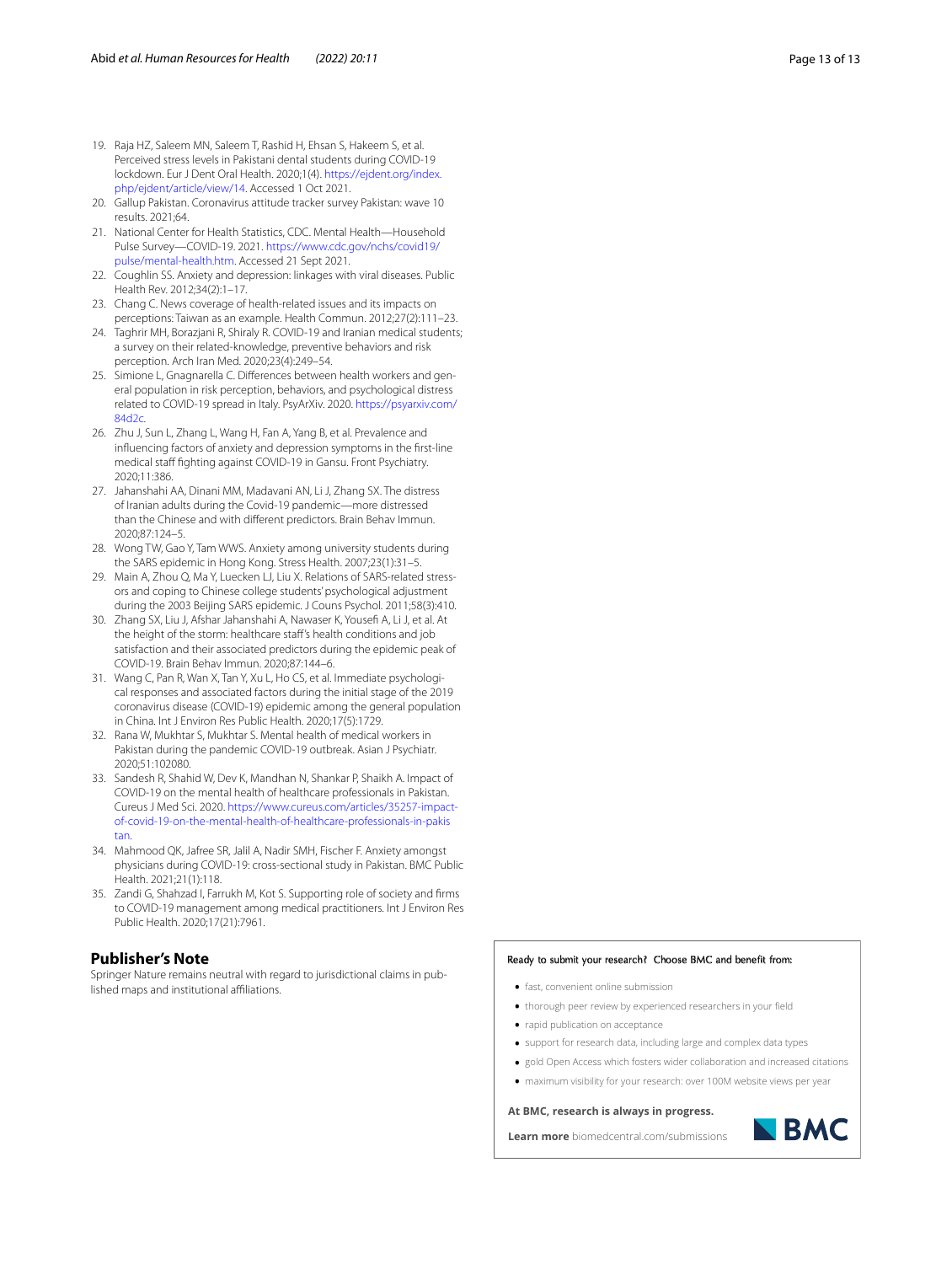19. Raja HZ, Saleem MN, Saleem T, Rashid H, Ehsan S, Hakeem S, et al. Perceived stress levels in Pakistani dental students during COVID-19 lockdown. Eur J Dent Oral Health. 2020;1(4). https://ejdent.org/index.php/ejdent/article/view/14. Accessed 1 Oct 2021.
20. Gallup Pakistan. Coronavirus attitude tracker survey Pakistan: wave 10 results. 2021;64.
21. National Center for Health Statistics, CDC. Mental Health—Household Pulse Survey—COVID-19. 2021. https://www.cdc.gov/nchs/covid19/pulse/mental-health.htm. Accessed 21 Sept 2021.
22. Coughlin SS. Anxiety and depression: linkages with viral diseases. Public Health Rev. 2012;34(2):1–17.
23. Chang C. News coverage of health-related issues and its impacts on perceptions: Taiwan as an example. Health Commun. 2012;27(2):111–23.
24. Taghrir MH, Borazjani R, Shiraly R. COVID-19 and Iranian medical students; a survey on their related-knowledge, preventive behaviors and risk perception. Arch Iran Med. 2020;23(4):249–54.
25. Simione L, Gnagnarella C. Differences between health workers and general population in risk perception, behaviors, and psychological distress related to COVID-19 spread in Italy. PsyArXiv. 2020. https://psyarxiv.com/84d2c.
26. Zhu J, Sun L, Zhang L, Wang H, Fan A, Yang B, et al. Prevalence and influencing factors of anxiety and depression symptoms in the first-line medical staff fighting against COVID-19 in Gansu. Front Psychiatry. 2020;11:386.
27. Jahanshahi AA, Dinani MM, Madavani AN, Li J, Zhang SX. The distress of Iranian adults during the Covid-19 pandemic—more distressed than the Chinese and with different predictors. Brain Behav Immun. 2020;87:124–5.
28. Wong TW, Gao Y, Tam WWS. Anxiety among university students during the SARS epidemic in Hong Kong. Stress Health. 2007;23(1):31–5.
29. Main A, Zhou Q, Ma Y, Luecken LJ, Liu X. Relations of SARS-related stressors and coping to Chinese college students' psychological adjustment during the 2003 Beijing SARS epidemic. J Couns Psychol. 2011;58(3):410.
30. Zhang SX, Liu J, Afshar Jahanshahi A, Nawaser K, Yousefi A, Li J, et al. At the height of the storm: healthcare staff's health conditions and job satisfaction and their associated predictors during the epidemic peak of COVID-19. Brain Behav Immun. 2020;87:144–6.
31. Wang C, Pan R, Wan X, Tan Y, Xu L, Ho CS, et al. Immediate psychological responses and associated factors during the initial stage of the 2019 coronavirus disease (COVID-19) epidemic among the general population in China. Int J Environ Res Public Health. 2020;17(5):1729.
32. Rana W, Mukhtar S, Mukhtar S. Mental health of medical workers in Pakistan during the pandemic COVID-19 outbreak. Asian J Psychiatr. 2020;51:102080.
33. Sandesh R, Shahid W, Dev K, Mandhan N, Shankar P, Shaikh A. Impact of COVID-19 on the mental health of healthcare professionals in Pakistan. Cureus J Med Sci. 2020. https://www.cureus.com/articles/35257-impact-of-covid-19-on-the-mental-health-of-healthcare-professionals-in-pakistan.
34. Mahmood QK, Jafree SR, Jalil A, Nadir SMH, Fischer F. Anxiety amongst physicians during COVID-19: cross-sectional study in Pakistan. BMC Public Health. 2021;21(1):118.
35. Zandi G, Shahzad I, Farrukh M, Kot S. Supporting role of society and firms to COVID-19 management among medical practitioners. Int J Environ Res Public Health. 2020;17(21):7961.

## Publisher's Note

Springer Nature remains neutral with regard to jurisdictional claims in published maps and institutional affiliations.

Ready to submit your research? Choose BMC and benefit from:

- fast, convenient online submission
- thorough peer review by experienced researchers in your field
- rapid publication on acceptance
- support for research data, including large and complex data types
- gold Open Access which fosters wider collaboration and increased citations
- maximum visibility for your research: over 100M website views per year

**At BMC, research is always in progress.**

**Learn more** biomedcentral.com/submissions

BMC